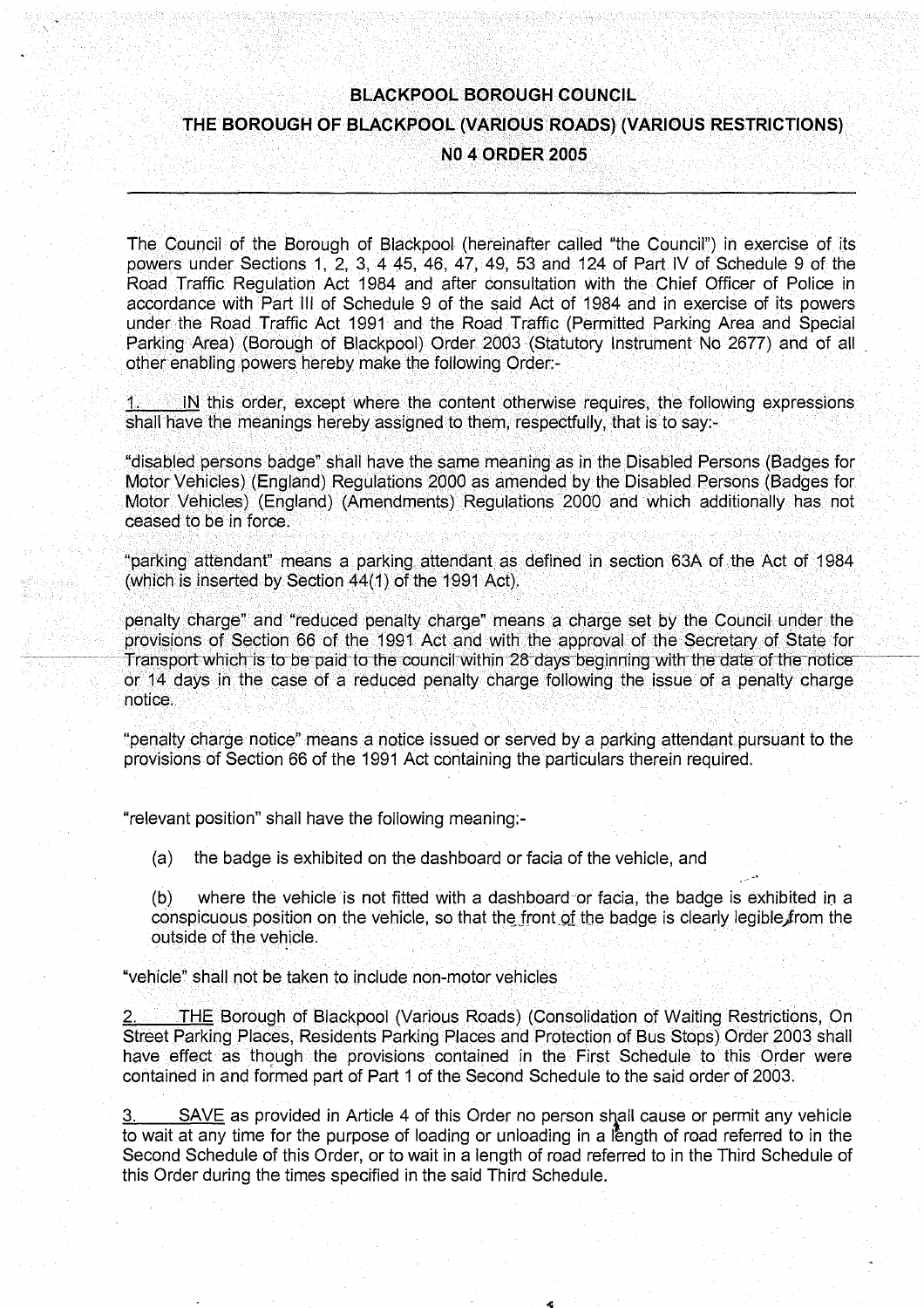# BLACKPOOL BOROUGH COUNCIL

## THE BOROUGH OF BLACKPOOL (VARIOUS ROADS) (VARIOUS RESTRICTIONS) NO 4 ORDER 2005

---

The Council of the Borough of Blackpool (hereinafter called "the Council") in exercise of its powers under Sections 1, 2, 3, 4 45, 46, 47, 49, 53 and 124 of Part IV of Schedule 9 of the Road Traffic Regulation Act 1984 and after consultation with the Chief Officer of Police in accordance with Part III of Schedule 9 of the said Act of 1984 and in exercise of its powers under the Road Traffic Act 1991 and the Road Traffic (Permitted Parking Area and Special Parking Area) (Borough of Blackpool) Order 2003 (Statutory Instrument No 2677) and of all other enabling powers hereby make the following Order:-

1. IN this order, except where the content otherwise requires, the following expressions shall have the meanings hereby assigned to them, respectfully, that is to say:-

"disabled persons badge" shall have the same meaning as in the Disabled Persons (Badges for Motor Vehicles) (England) Regulations 2000 as amended by the Disabled Persons (Badges for Motor Vehicles) (England) (Amendments) Regulations 2000 and which additionally has not ceased to be in force.

"parking attendant" means a parking attendant as defined in section 63A of the Act of 1984 (which is inserted by Section 44(1) of the 1991 Act).

penalty charge" and "reduced penalty charge" means a charge set by the Council under the provisions of Section 66 of the 1991 Act and with the approval of the Secretary of State for Transport which is to be paid to the council within 28 days beginning with the date of the notice or 14 days in the case of a reduced penalty charge following the issue of a penalty charge notice.

"penalty charge notice" means a notice issued or served by a parking attendant pursuant to the provisions of Section 66 of the 1991 Act containing the particulars therein required.

"relevant position" shall have the following meaning:-

(a) the badge is exhibited on the dashboard or facia of the vehicle, and

(b) where the vehicle is not fitted with a dashboard or facia, the badge is exhibited in a conspicuous position on the vehicle, so that the front of the badge is clearly legible from the outside of the vehicle.

"vehicle" shall not be taken to include non-motor vehicles

2. THE Borough of Blackpool (Various Roads) (Consolidation of Waiting Restrictions, On Street Parking Places, Residents Parking Places and Protection of Bus Stops) Order 2003 shall have effect as though the provisions contained in the First Schedule to this Order were contained in and formed part of Part 1 of the Second Schedule to the said order of 2003.

3. SAVE as provided in Article 4 of this Order no person shall cause or permit any vehicle to wait at any time for the purpose of loading or unloading in a length of road referred to in the Second Schedule of this Order, or to wait in a length of road referred to in the Third Schedule of this Order during the times specified in the said Third Schedule.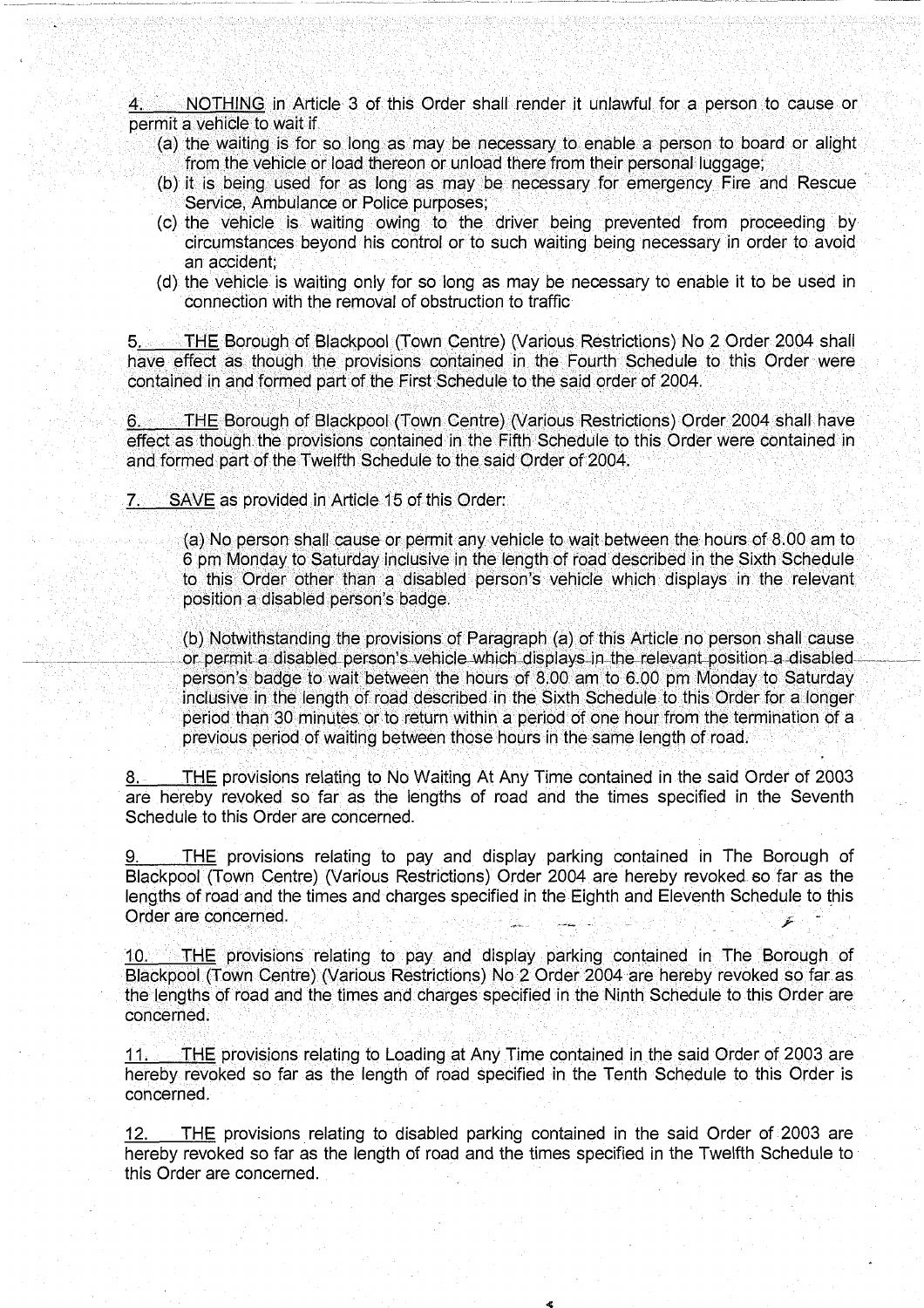4. NOTHING in Article 3 of this Order shall render it unlawful for a person to cause or permit a vehicle to wait if

(a) the waiting is for so long as may be necessary to enable a person to board or alight from the vehicle or load thereon or unload there from their personal luggage;

(b) it is being used for as long as may be necessary for emergency Fire and Rescue Service, Ambulance or Police purposes;

(c) the vehicle is waiting owing to the driver being prevented from proceeding by circumstances beyond his control or to such waiting being necessary in order to avoid an accident;

(d) the vehicle is waiting only for so long as may be necessary to enable it to be used in connection with the removal of obstruction to traffic

5. THE Borough of Blackpool (Town Centre) (Various Restrictions) No 2 Order 2004 shall have effect as though the provisions contained in the Fourth Schedule to this Order were contained in and formed part of the First Schedule to the said order of 2004.

6. THE Borough of Blackpool (Town Centre) (Various Restrictions) Order 2004 shall have effect as though the provisions contained in the Fifth Schedule to this Order were contained in and formed part of the Twelfth Schedule to the said Order of 2004.

7. SAVE as provided in Article 15 of this Order:

(a) No person shall cause or permit any vehicle to wait between the hours of 8.00 am to 6 pm Monday to Saturday inclusive in the length of road described in the Sixth Schedule to this Order other than a disabled person's vehicle which displays in the relevant position a disabled person's badge.

(b) Notwithstanding the provisions of Paragraph (a) of this Article no person shall cause or permit a disabled person's vehicle which displays in the relevant position a disabled person's badge to wait between the hours of 8.00 am to 6.00 pm Monday to Saturday inclusive in the length of road described in the Sixth Schedule to this Order for a longer period than 30 minutes or to return within a period of one hour from the termination of a previous period of waiting between those hours in the same length of road.

8. THE provisions relating to No Waiting At Any Time contained in the said Order of 2003 are hereby revoked so far as the lengths of road and the times specified in the Seventh Schedule to this Order are concerned.

9. THE provisions relating to pay and display parking contained in The Borough of Blackpool (Town Centre) (Various Restrictions) Order 2004 are hereby revoked so far as the lengths of road and the times and charges specified in the Eighth and Eleventh Schedule to this Order are concerned.

10. THE provisions relating to pay and display parking contained in The Borough of Blackpool (Town Centre) (Various Restrictions) No 2 Order 2004 are hereby revoked so far as the lengths of road and the times and charges specified in the Ninth Schedule to this Order are concerned.

11. THE provisions relating to Loading at Any Time contained in the said Order of 2003 are hereby revoked so far as the length of road specified in the Tenth Schedule to this Order is concerned.

12. THE provisions relating to disabled parking contained in the said Order of 2003 are hereby revoked so far as the length of road and the times specified in the Twelfth Schedule to this Order are concerned.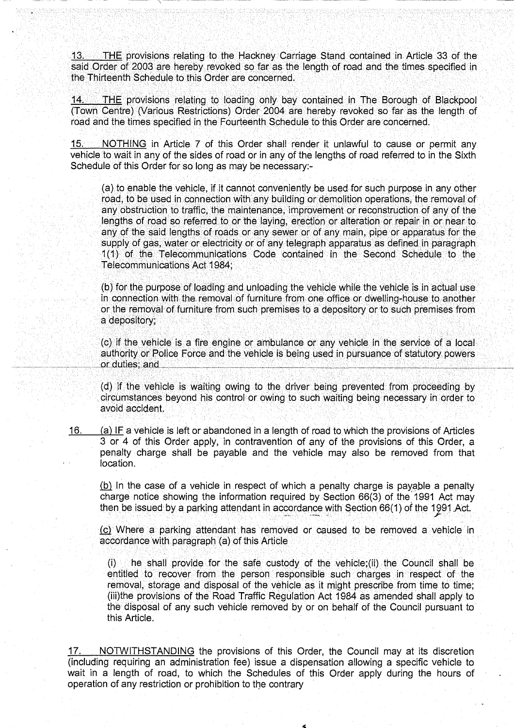13. THE provisions relating to the Hackney Carriage Stand contained in Article 33 of the said Order of 2003 are hereby revoked so far as the length of road and the times specified in the Thirteenth Schedule to this Order are concerned.

14. THE provisions relating to loading only bay contained in The Borough of Blackpool (Town Centre) (Various Restrictions) Order 2004 are hereby revoked so far as the length of road and the times specified in the Fourteenth Schedule to this Order are concerned.

15. NOTHING in Article 7 of this Order shall render it unlawful to cause or permit any vehicle to wait in any of the sides of road or in any of the lengths of road referred to in the Sixth Schedule of this Order for so long as may be necessary:-

(a) to enable the vehicle, if it cannot conveniently be used for such purpose in any other road, to be used in connection with any building or demolition operations, the removal of any obstruction to traffic, the maintenance, improvement or reconstruction of any of the lengths of road so referred to or the laying, erection or alteration or repair in or near to any of the said lengths of roads or any sewer or of any main, pipe or apparatus for the supply of gas, water or electricity or of any telegraph apparatus as defined in paragraph 1(1) of the Telecommunications Code contained in the Second Schedule to the Telecommunications Act 1984;

(b) for the purpose of loading and unloading the vehicle while the vehicle is in actual use in connection with the removal of furniture from one office or dwelling-house to another or the removal of furniture from such premises to a depository or to such premises from a depository;

(c) if the vehicle is a fire engine or ambulance or any vehicle in the service of a local authority or Police Force and the vehicle is being used in pursuance of statutory powers or duties; and

(d) if the vehicle is waiting owing to the driver being prevented from proceeding by circumstances beyond his control or owing to such waiting being necessary in order to avoid accident.

16. (a) IF a vehicle is left or abandoned in a length of road to which the provisions of Articles 3 or 4 of this Order apply, in contravention of any of the provisions of this Order, a penalty charge shall be payable and the vehicle may also be removed from that location.

(b) In the case of a vehicle in respect of which a penalty charge is payable a penalty charge notice showing the information required by Section 66(3) of the 1991 Act may then be issued by a parking attendant in accordance with Section 66(1) of the 1991 Act.

(c) Where a parking attendant has removed or caused to be removed a vehicle in accordance with paragraph (a) of this Article

(i) he shall provide for the safe custody of the vehicle;(ii) the Council shall be entitled to recover from the person responsible such charges in respect of the removal, storage and disposal of the vehicle as it might prescribe from time to time; (iii)the provisions of the Road Traffic Regulation Act 1984 as amended shall apply to the disposal of any such vehicle removed by or on behalf of the Council pursuant to this Article.

17. NOTWITHSTANDING the provisions of this Order, the Council may at its discretion (including requiring an administration fee) issue a dispensation allowing a specific vehicle to wait in a length of road, to which the Schedules of this Order apply during the hours of operation of any restriction or prohibition to the contrary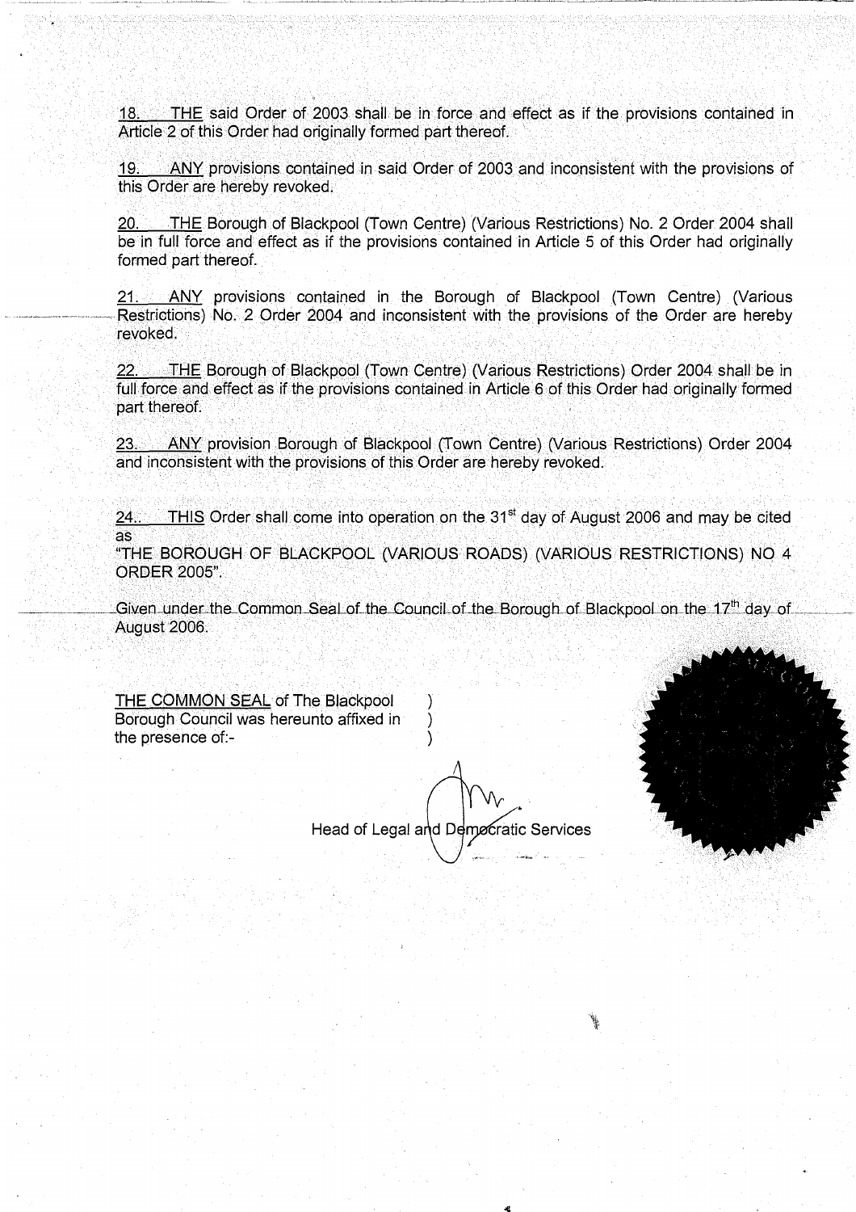18. THE said Order of 2003 shall be in force and effect as if the provisions contained in Article 2 of this Order had originally formed part thereof.

19. ANY provisions contained in said Order of 2003 and inconsistent with the provisions of this Order are hereby revoked.

20. THE Borough of Blackpool (Town Centre) (Various Restrictions) No. 2 Order 2004 shall be in full force and effect as if the provisions contained in Article 5 of this Order had originally formed part thereof.

21. ANY provisions contained in the Borough of Blackpool (Town Centre) (Various Restrictions) No. 2 Order 2004 and inconsistent with the provisions of the Order are hereby revoked.

22. THE Borough of Blackpool (Town Centre) (Various Restrictions) Order 2004 shall be in full force and effect as if the provisions contained in Article 6 of this Order had originally formed part thereof.

23. ANY provision Borough of Blackpool (Town Centre) (Various Restrictions) Order 2004 and inconsistent with the provisions of this Order are hereby revoked.

24. THIS Order shall come into operation on the 31st day of August 2006 and may be cited as
"THE BOROUGH OF BLACKPOOL (VARIOUS ROADS) (VARIOUS RESTRICTIONS) NO 4 ORDER 2005".

Given under the Common Seal of the Council of the Borough of Blackpool on the 17th day of August 2006.

THE COMMON SEAL of The Blackpool Borough Council was hereunto affixed in the presence of:-

Head of Legal and Democratic Services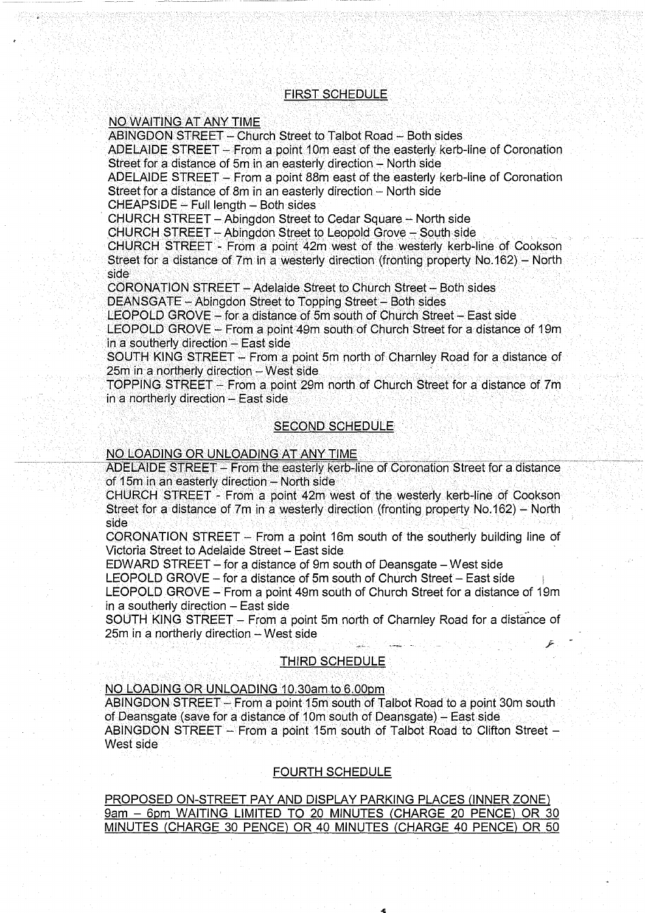## FIRST SCHEDULE

NO WAITING AT ANY TIME

ABINGDON STREET – Church Street to Talbot Road – Both sides

ADELAIDE STREET – From a point 10m east of the easterly kerb-line of Coronation Street for a distance of 5m in an easterly direction – North side

ADELAIDE STREET – From a point 88m east of the easterly kerb-line of Coronation Street for a distance of 8m in an easterly direction – North side

CHEAPSIDE – Full length – Both sides

CHURCH STREET – Abingdon Street to Cedar Square – North side

CHURCH STREET – Abingdon Street to Leopold Grove – South side

CHURCH STREET - From a point 42m west of the westerly kerb-line of Cookson Street for a distance of 7m in a westerly direction (fronting property No.162) – North side

CORONATION STREET – Adelaide Street to Church Street – Both sides

DEANSGATE – Abingdon Street to Topping Street – Both sides

LEOPOLD GROVE – for a distance of 5m south of Church Street – East side

LEOPOLD GROVE – From a point 49m south of Church Street for a distance of 19m in a southerly direction – East side

SOUTH KING STREET – From a point 5m north of Charnley Road for a distance of 25m in a northerly direction – West side

TOPPING STREET – From a point 29m north of Church Street for a distance of 7m in a northerly direction – East side

## SECOND SCHEDULE

NO LOADING OR UNLOADING AT ANY TIME

ADELAIDE STREET – From the easterly kerb-line of Coronation Street for a distance of 15m in an easterly direction – North side

CHURCH STREET - From a point 42m west of the westerly kerb-line of Cookson Street for a distance of 7m in a westerly direction (fronting property No.162) – North side

CORONATION STREET – From a point 16m south of the southerly building line of Victoria Street to Adelaide Street – East side

EDWARD STREET – for a distance of 9m south of Deansgate – West side

LEOPOLD GROVE – for a distance of 5m south of Church Street – East side

LEOPOLD GROVE – From a point 49m south of Church Street for a distance of 19m in a southerly direction – East side

SOUTH KING STREET – From a point 5m north of Charnley Road for a distance of 25m in a northerly direction – West side

## THIRD SCHEDULE

NO LOADING OR UNLOADING 10.30am to 6.00pm

ABINGDON STREET – From a point 15m south of Talbot Road to a point 30m south of Deansgate (save for a distance of 10m south of Deansgate) – East side

ABINGDON STREET – From a point 15m south of Talbot Road to Clifton Street – West side

## FOURTH SCHEDULE

PROPOSED ON-STREET PAY AND DISPLAY PARKING PLACES (INNER ZONE) 9am – 6pm WAITING LIMITED TO 20 MINUTES (CHARGE 20 PENCE) OR 30 MINUTES (CHARGE 30 PENCE) OR 40 MINUTES (CHARGE 40 PENCE) OR 50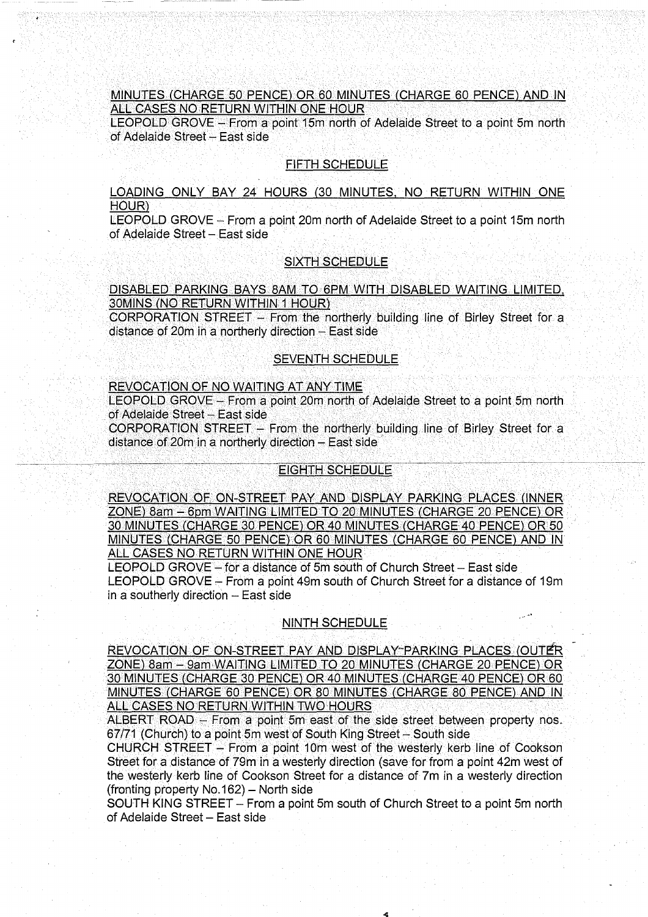MINUTES (CHARGE 50 PENCE) OR 60 MINUTES (CHARGE 60 PENCE) AND IN ALL CASES NO RETURN WITHIN ONE HOUR

LEOPOLD GROVE – From a point 15m north of Adelaide Street to a point 5m north of Adelaide Street – East side

## FIFTH SCHEDULE

LOADING ONLY BAY 24 HOURS (30 MINUTES, NO RETURN WITHIN ONE HOUR)

LEOPOLD GROVE – From a point 20m north of Adelaide Street to a point 15m north of Adelaide Street – East side

## SIXTH SCHEDULE

DISABLED PARKING BAYS 8AM TO 6PM WITH DISABLED WAITING LIMITED, 30MINS (NO RETURN WITHIN 1 HOUR)

CORPORATION STREET – From the northerly building line of Birley Street for a distance of 20m in a northerly direction – East side

## SEVENTH SCHEDULE

REVOCATION OF NO WAITING AT ANY TIME

LEOPOLD GROVE – From a point 20m north of Adelaide Street to a point 5m north of Adelaide Street – East side

CORPORATION STREET – From the northerly building line of Birley Street for a distance of 20m in a northerly direction – East side

## EIGHTH SCHEDULE

REVOCATION OF ON-STREET PAY AND DISPLAY PARKING PLACES (INNER ZONE) 8am – 6pm WAITING LIMITED TO 20 MINUTES (CHARGE 20 PENCE) OR 30 MINUTES (CHARGE 30 PENCE) OR 40 MINUTES (CHARGE 40 PENCE) OR 50 MINUTES (CHARGE 50 PENCE) OR 60 MINUTES (CHARGE 60 PENCE) AND IN ALL CASES NO RETURN WITHIN ONE HOUR

LEOPOLD GROVE – for a distance of 5m south of Church Street – East side

LEOPOLD GROVE – From a point 49m south of Church Street for a distance of 19m in a southerly direction – East side

## NINTH SCHEDULE

REVOCATION OF ON-STREET PAY AND DISPLAY PARKING PLACES (OUTER ZONE) 8am – 9am WAITING LIMITED TO 20 MINUTES (CHARGE 20 PENCE) OR 30 MINUTES (CHARGE 30 PENCE) OR 40 MINUTES (CHARGE 40 PENCE) OR 60 MINUTES (CHARGE 60 PENCE) OR 80 MINUTES (CHARGE 80 PENCE) AND IN ALL CASES NO RETURN WITHIN TWO HOURS

ALBERT ROAD – From a point 5m east of the side street between property nos. 67/71 (Church) to a point 5m west of South King Street – South side

CHURCH STREET – From a point 10m west of the westerly kerb line of Cookson Street for a distance of 79m in a westerly direction (save for from a point 42m west of the westerly kerb line of Cookson Street for a distance of 7m in a westerly direction (fronting property No.162) – North side

SOUTH KING STREET – From a point 5m south of Church Street to a point 5m north of Adelaide Street – East side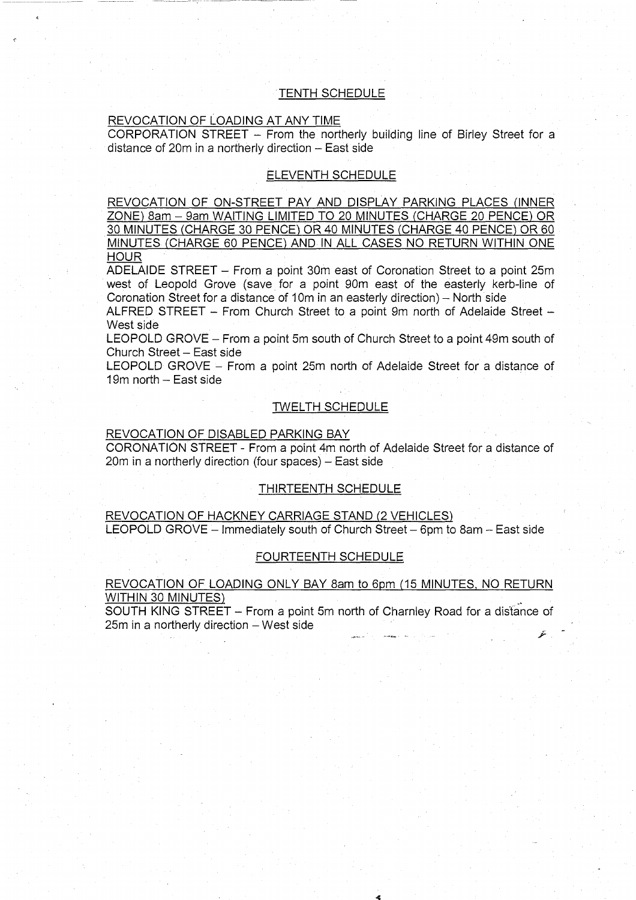## TENTH SCHEDULE

REVOCATION OF LOADING AT ANY TIME

CORPORATION STREET – From the northerly building line of Birley Street for a distance of 20m in a northerly direction – East side

## ELEVENTH SCHEDULE

REVOCATION OF ON-STREET PAY AND DISPLAY PARKING PLACES (INNER ZONE) 8am – 9am WAITING LIMITED TO 20 MINUTES (CHARGE 20 PENCE) OR 30 MINUTES (CHARGE 30 PENCE) OR 40 MINUTES (CHARGE 40 PENCE) OR 60 MINUTES (CHARGE 60 PENCE) AND IN ALL CASES NO RETURN WITHIN ONE HOUR

ADELAIDE STREET – From a point 30m east of Coronation Street to a point 25m west of Leopold Grove (save for a point 90m east of the easterly kerb-line of Coronation Street for a distance of 10m in an easterly direction) – North side

ALFRED STREET – From Church Street to a point 9m north of Adelaide Street – West side

LEOPOLD GROVE – From a point 5m south of Church Street to a point 49m south of Church Street – East side

LEOPOLD GROVE – From a point 25m north of Adelaide Street for a distance of 19m north – East side

## TWELTH SCHEDULE

REVOCATION OF DISABLED PARKING BAY

CORONATION STREET - From a point 4m north of Adelaide Street for a distance of 20m in a northerly direction (four spaces) – East side

## THIRTEENTH SCHEDULE

REVOCATION OF HACKNEY CARRIAGE STAND (2 VEHICLES)

LEOPOLD GROVE – Immediately south of Church Street – 6pm to 8am – East side

## FOURTEENTH SCHEDULE

REVOCATION OF LOADING ONLY BAY 8am to 6pm (15 MINUTES, NO RETURN WITHIN 30 MINUTES)

SOUTH KING STREET – From a point 5m north of Charnley Road for a distance of 25m in a northerly direction – West side